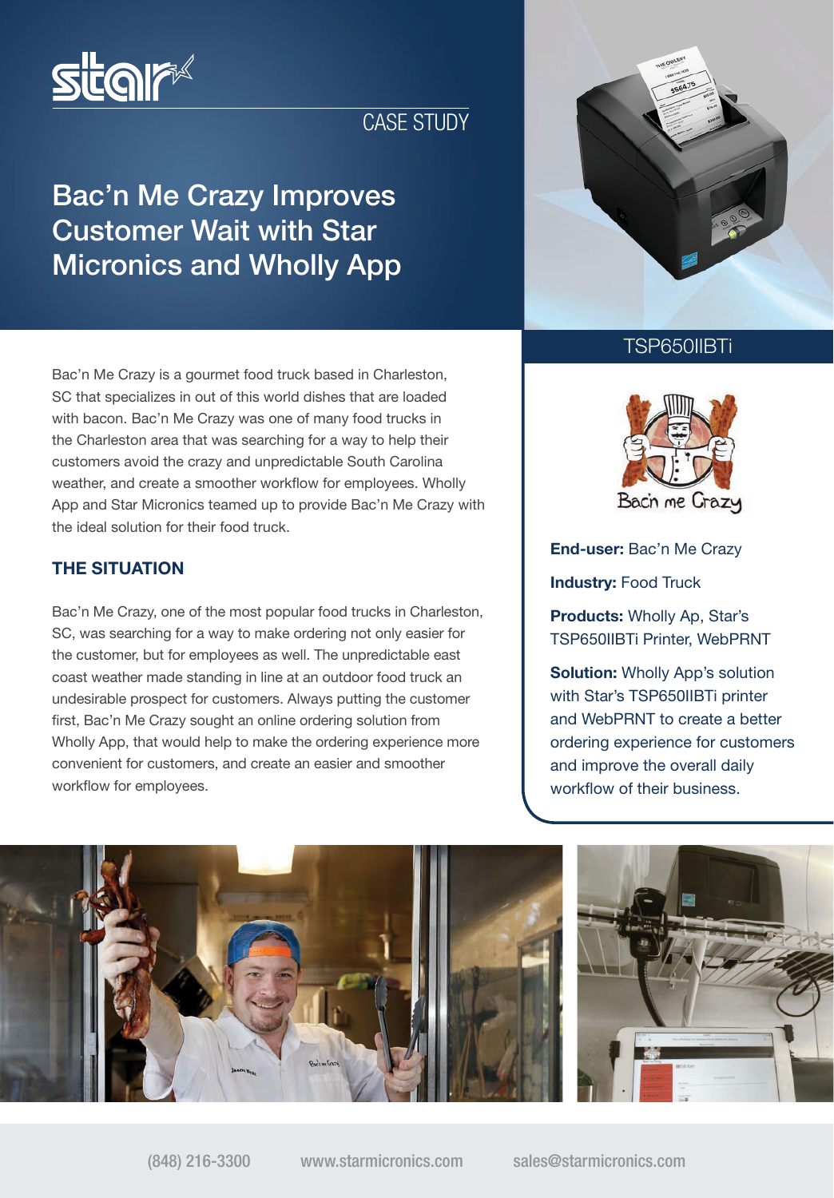CASE STUDY

# Bac'n Me Crazy Improves Customer Wait with Star Micronics and Wholly App

Bac'n Me Crazy is a gourmet food truck based in Charleston, SC that specializes in out of this world dishes that are loaded with bacon. Bac'n Me Crazy was one of many food trucks in the Charleston area that was searching for a way to help their customers avoid the crazy and unpredictable South Carolina weather, and create a smoother workflow for employees. Wholly App and Star Micronics teamed up to provide Bac'n Me Crazy with the ideal solution for their food truck.

## THE SITUATION

Bac'n Me Crazy, one of the most popular food trucks in Charleston, SC, was searching for a way to make ordering not only easier for the customer, but for employees as well. The unpredictable east coast weather made standing in line at an outdoor food truck an undesirable prospect for customers. Always putting the customer first, Bac'n Me Crazy sought an online ordering solution from Wholly App, that would help to make the ordering experience more convenient for customers, and create an easier and smoother workflow for employees.

TSP650IIBTi

**End-user:** Bac'n Me Crazy

**Industry:** Food Truck

**Products:** Wholly Ap, Star's TSP650IIBTi Printer, WebPRNT

**Solution:** Wholly App's solution with Star's TSP650IIBTi printer and WebPRNT to create a better ordering experience for customers and improve the overall daily workflow of their business.

(848) 216-3300 www.starmicronics.com sales@starmicronics.com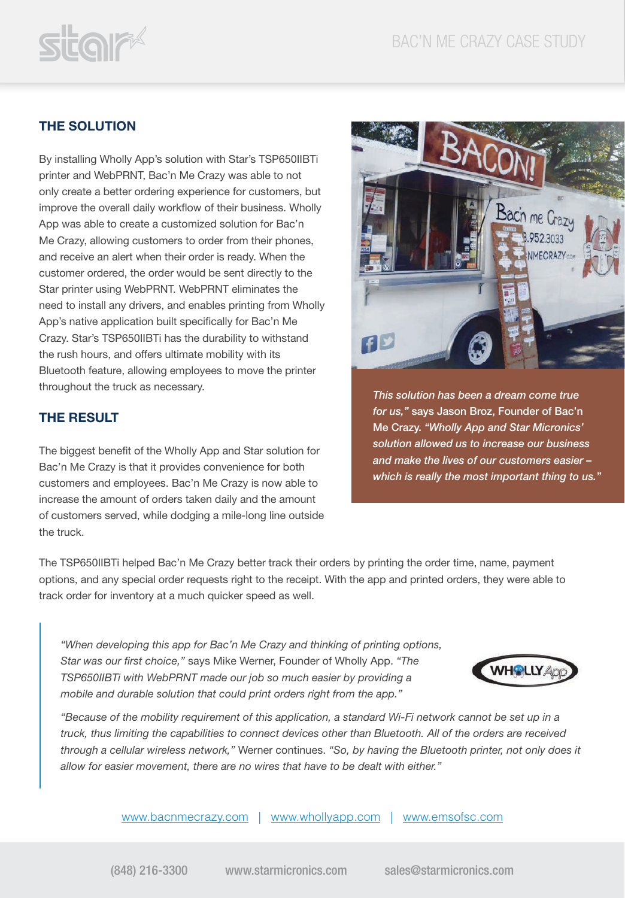## THE SOLUTION

By installing Wholly App's solution with Star's TSP650IIBTi printer and WebPRNT, Bac'n Me Crazy was able to not only create a better ordering experience for customers, but improve the overall daily workflow of their business. Wholly App was able to create a customized solution for Bac'n Me Crazy, allowing customers to order from their phones, and receive an alert when their order is ready. When the customer ordered, the order would be sent directly to the Star printer using WebPRNT. WebPRNT eliminates the need to install any drivers, and enables printing from Wholly App's native application built specifically for Bac'n Me Crazy. Star's TSP650IIBTi has the durability to withstand the rush hours, and offers ultimate mobility with its Bluetooth feature, allowing employees to move the printer throughout the truck as necessary.

*This solution has been a dream come true for us,"* says Jason Broz, Founder of Bac'n Me Crazy. *"Wholly App and Star Micronics' solution allowed us to increase our business and make the lives of our customers easier – which is really the most important thing to us."*

## THE RESULT

The biggest benefit of the Wholly App and Star solution for Bac'n Me Crazy is that it provides convenience for both customers and employees. Bac'n Me Crazy is now able to increase the amount of orders taken daily and the amount of customers served, while dodging a mile-long line outside the truck.

The TSP650IIBTi helped Bac'n Me Crazy better track their orders by printing the order time, name, payment options, and any special order requests right to the receipt. With the app and printed orders, they were able to track order for inventory at a much quicker speed as well.

*"When developing this app for Bac'n Me Crazy and thinking of printing options, Star was our first choice,"* says Mike Werner, Founder of Wholly App. *"The TSP650IIBTi with WebPRNT made our job so much easier by providing a mobile and durable solution that could print orders right from the app."*

*"Because of the mobility requirement of this application, a standard Wi-Fi network cannot be set up in a truck, thus limiting the capabilities to connect devices other than Bluetooth. All of the orders are received through a cellular wireless network,"* Werner continues. *"So, by having the Bluetooth printer, not only does it allow for easier movement, there are no wires that have to be dealt with either."*

www.bacnmecrazy.com | www.whollyapp.com | www.emsofsc.com

(848) 216-3300 www.starmicronics.com sales@starmicronics.com